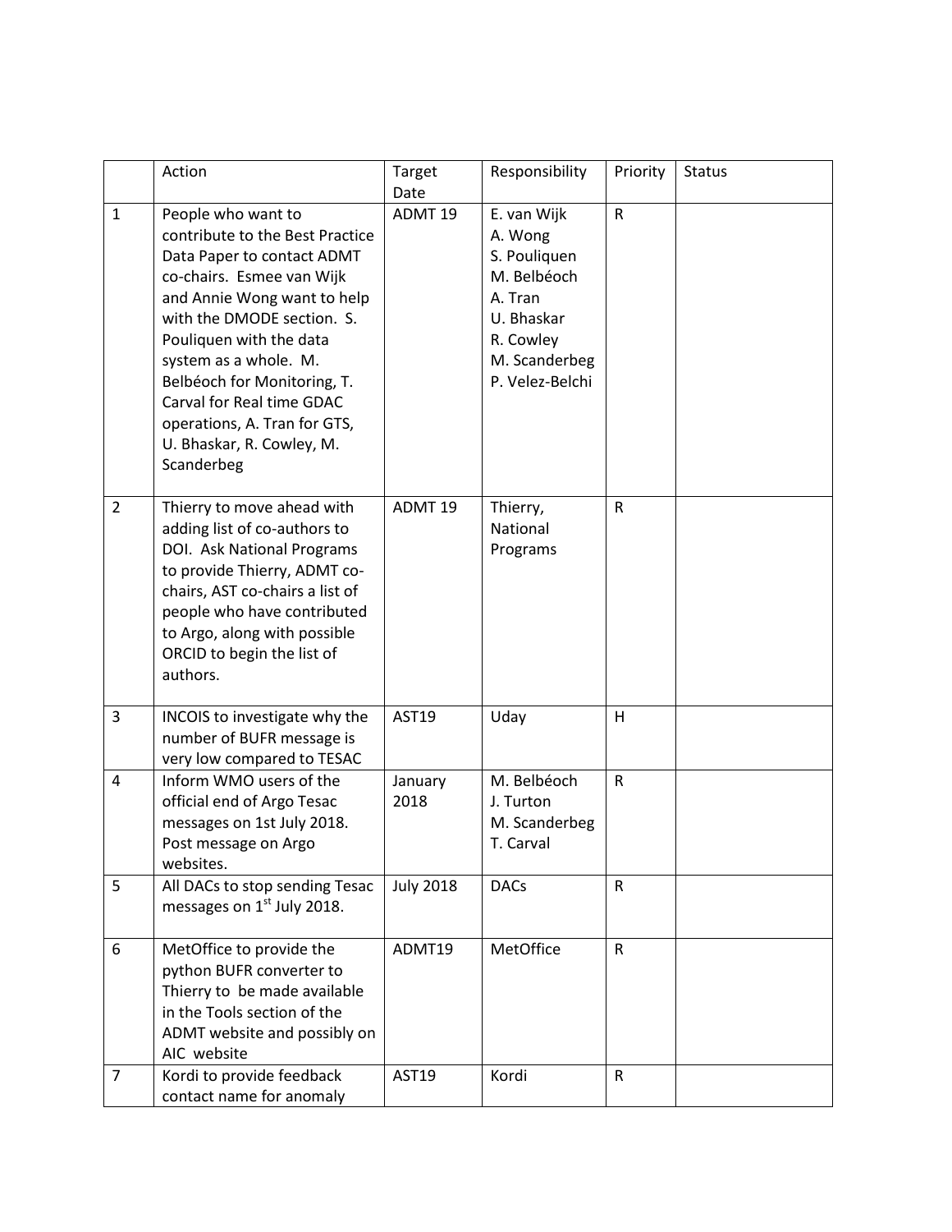| | Action | Target Date | Responsibility | Priority | Status |
|---|---|---|---|---|---|
| 1 | People who want to contribute to the Best Practice Data Paper to contact ADMT co-chairs. Esmee van Wijk and Annie Wong want to help with the DMODE section. S. Pouliquen with the data system as a whole. M. Belbéoch for Monitoring, T. Carval for Real time GDAC operations, A. Tran for GTS, U. Bhaskar, R. Cowley, M. Scanderbeg | ADMT 19 | E. van Wijk<br>A. Wong<br>S. Pouliquen<br>M. Belbéoch<br>A. Tran<br>U. Bhaskar<br>R. Cowley<br>M. Scanderbeg<br>P. Velez-Belchi | R | |
| 2 | Thierry to move ahead with adding list of co-authors to DOI. Ask National Programs to provide Thierry, ADMT co-chairs, AST co-chairs a list of people who have contributed to Argo, along with possible ORCID to begin the list of authors. | ADMT 19 | Thierry, National Programs | R | |
| 3 | INCOIS to investigate why the number of BUFR message is very low compared to TESAC | AST19 | Uday | H | |
| 4 | Inform WMO users of the official end of Argo Tesac messages on 1st July 2018. Post message on Argo websites. | January 2018 | M. Belbéoch<br>J. Turton<br>M. Scanderbeg<br>T. Carval | R | |
| 5 | All DACs to stop sending Tesac messages on 1st July 2018. | July 2018 | DACs | R | |
| 6 | MetOffice to provide the python BUFR converter to Thierry to be made available in the Tools section of the ADMT website and possibly on AIC website | ADMT19 | MetOffice | R | |
| 7 | Kordi to provide feedback contact name for anomaly | AST19 | Kordi | R | |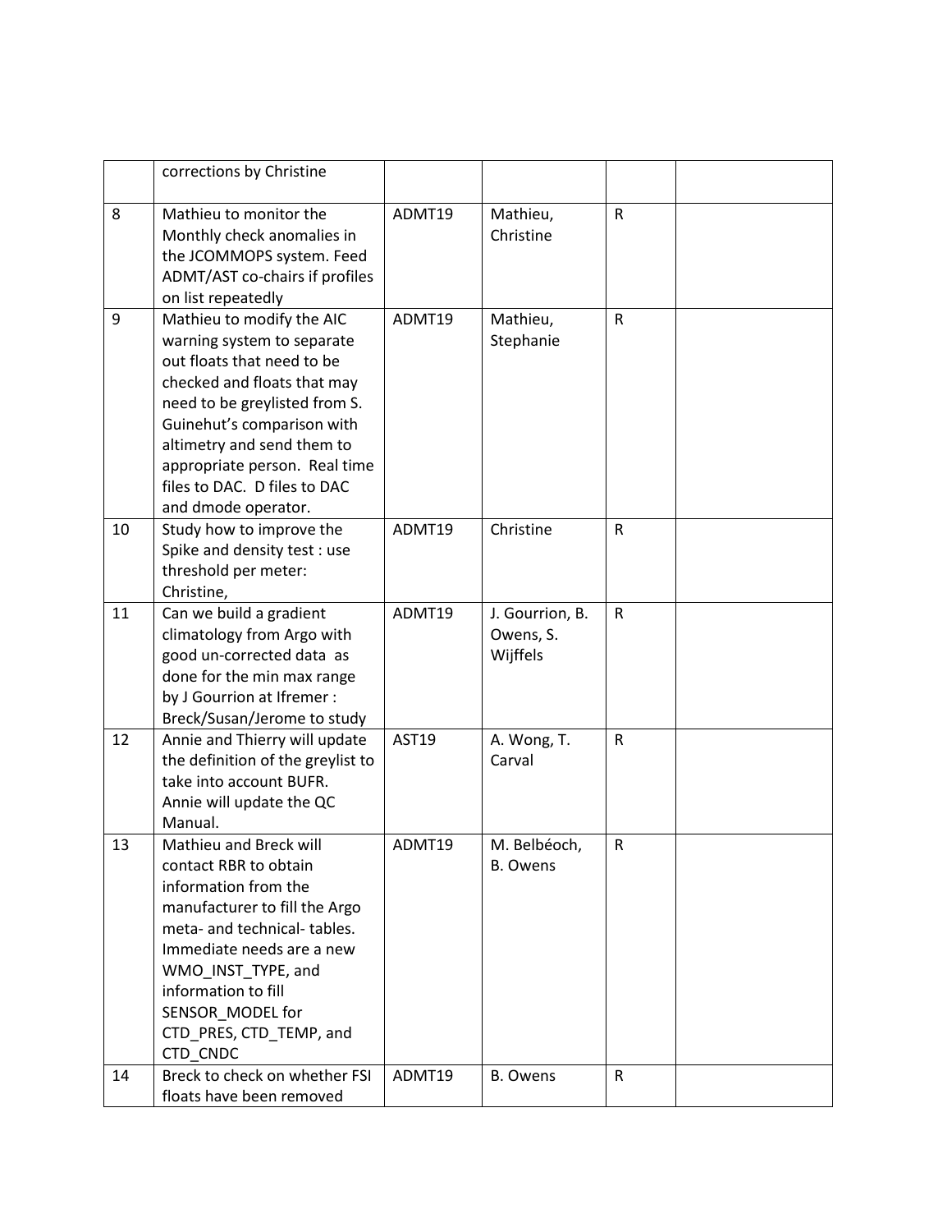|  |  |  |  |  |  |
|---|---|---|---|---|---|
|  | corrections by Christine |  |  |  |  |
| 8 | Mathieu to monitor the Monthly check anomalies in the JCOMMOPS system. Feed ADMT/AST co-chairs if profiles on list repeatedly | ADMT19 | Mathieu, Christine | R |  |
| 9 | Mathieu to modify the AIC warning system to separate out floats that need to be checked and floats that may need to be greylisted from S. Guinehut's comparison with altimetry and send them to appropriate person. Real time files to DAC. D files to DAC and dmode operator. | ADMT19 | Mathieu, Stephanie | R |  |
| 10 | Study how to improve the Spike and density test : use threshold per meter: Christine, | ADMT19 | Christine | R |  |
| 11 | Can we build a gradient climatology from Argo with good un-corrected data as done for the min max range by J Gourrion at Ifremer : Breck/Susan/Jerome to study | ADMT19 | J. Gourrion, B. Owens, S. Wijffels | R |  |
| 12 | Annie and Thierry will update the definition of the greylist to take into account BUFR. Annie will update the QC Manual. | AST19 | A. Wong, T. Carval | R |  |
| 13 | Mathieu and Breck will contact RBR to obtain information from the manufacturer to fill the Argo meta- and technical- tables. Immediate needs are a new WMO_INST_TYPE, and information to fill SENSOR_MODEL for CTD_PRES, CTD_TEMP, and CTD_CNDC | ADMT19 | M. Belbéoch, B. Owens | R |  |
| 14 | Breck to check on whether FSI floats have been removed | ADMT19 | B. Owens | R |  |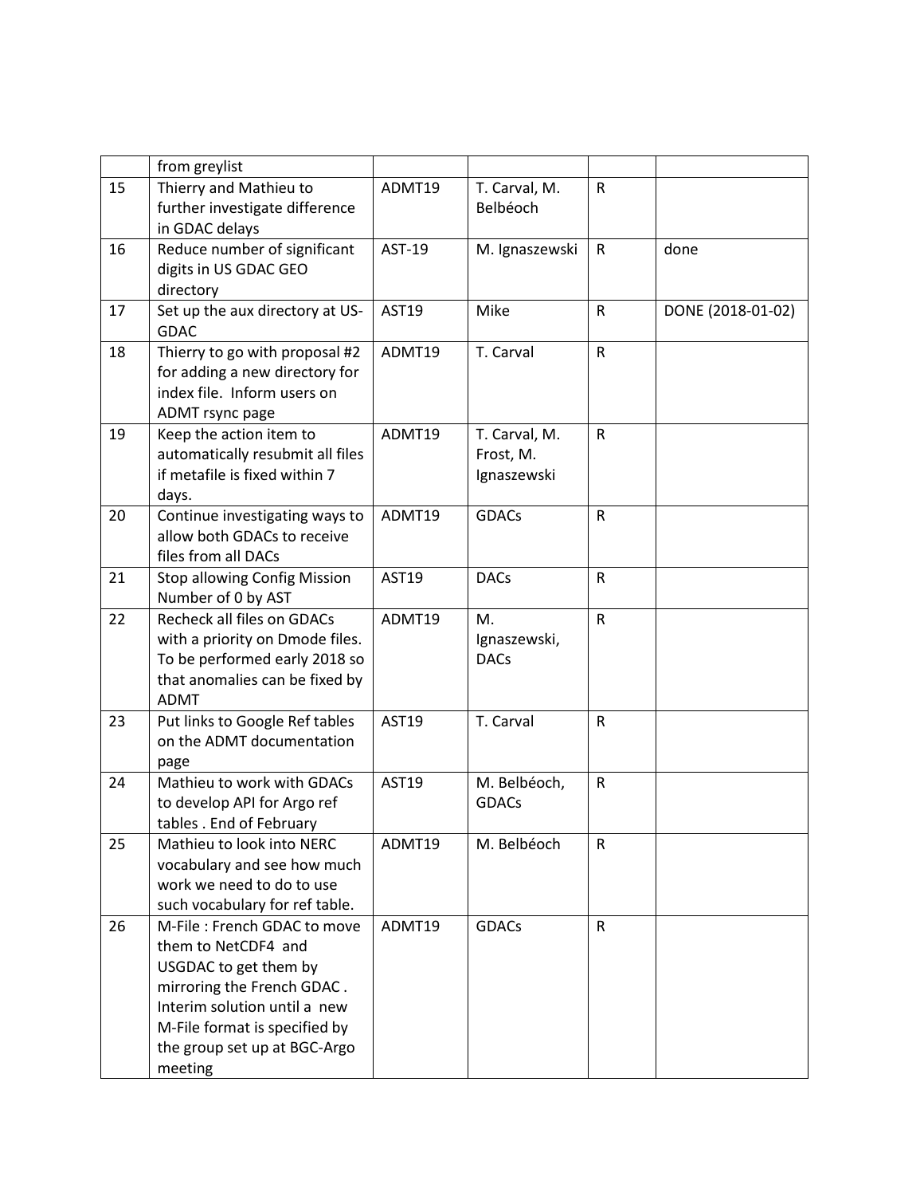|  | from greylist |  |  |  |  |
|---|---|---|---|---|---|
| 15 | Thierry and Mathieu to further investigate difference in GDAC delays | ADMT19 | T. Carval, M. Belbéoch | R |  |
| 16 | Reduce number of significant digits in US GDAC GEO directory | AST-19 | M. Ignaszewski | R | done |
| 17 | Set up the aux directory at US-GDAC | AST19 | Mike | R | DONE (2018-01-02) |
| 18 | Thierry to go with proposal #2 for adding a new directory for index file. Inform users on ADMT rsync page | ADMT19 | T. Carval | R |  |
| 19 | Keep the action item to automatically resubmit all files if metafile is fixed within 7 days. | ADMT19 | T. Carval, M. Frost, M. Ignaszewski | R |  |
| 20 | Continue investigating ways to allow both GDACs to receive files from all DACs | ADMT19 | GDACs | R |  |
| 21 | Stop allowing Config Mission Number of 0 by AST | AST19 | DACs | R |  |
| 22 | Recheck all files on GDACs with a priority on Dmode files. To be performed early 2018 so that anomalies can be fixed by ADMT | ADMT19 | M. Ignaszewski, DACs | R |  |
| 23 | Put links to Google Ref tables on the ADMT documentation page | AST19 | T. Carval | R |  |
| 24 | Mathieu to work with GDACs to develop API for Argo ref tables . End of February | AST19 | M. Belbéoch, GDACs | R |  |
| 25 | Mathieu to look into NERC vocabulary and see how much work we need to do to use such vocabulary for ref table. | ADMT19 | M. Belbéoch | R |  |
| 26 | M-File : French GDAC to move them to NetCDF4 and USGDAC to get them by mirroring the French GDAC . Interim solution until a new M-File format is specified by the group set up at BGC-Argo meeting | ADMT19 | GDACs | R |  |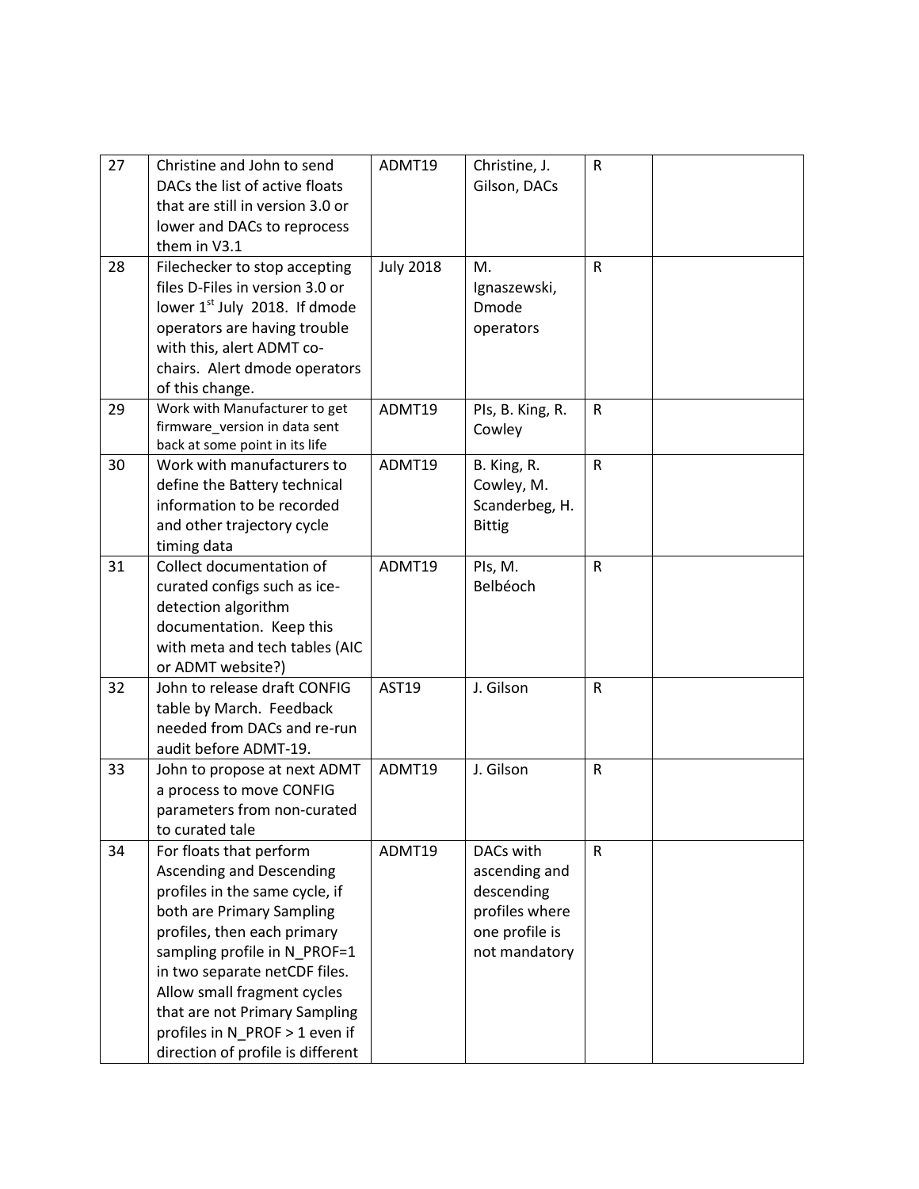| 27 | Christine and John to send DACs the list of active floats that are still in version 3.0 or lower and DACs to reprocess them in V3.1 | ADMT19 | Christine, J. Gilson, DACs | R | |
|---|---|---|---|---|---|
| 28 | Filechecker to stop accepting files D-Files in version 3.0 or lower 1st July 2018. If dmode operators are having trouble with this, alert ADMT co-chairs. Alert dmode operators of this change. | July 2018 | M. Ignaszewski, Dmode operators | R | |
| 29 | Work with Manufacturer to get firmware_version in data sent back at some point in its life | ADMT19 | PIs, B. King, R. Cowley | R | |
| 30 | Work with manufacturers to define the Battery technical information to be recorded and other trajectory cycle timing data | ADMT19 | B. King, R. Cowley, M. Scanderberg, H. Bittig | R | |
| 31 | Collect documentation of curated configs such as ice-detection algorithm documentation. Keep this with meta and tech tables (AIC or ADMT website?) | ADMT19 | PIs, M. Belbéoch | R | |
| 32 | John to release draft CONFIG table by March. Feedback needed from DACs and re-run audit before ADMT-19. | AST19 | J. Gilson | R | |
| 33 | John to propose at next ADMT a process to move CONFIG parameters from non-curated to curated tale | ADMT19 | J. Gilson | R | |
| 34 | For floats that perform Ascending and Descending profiles in the same cycle, if both are Primary Sampling profiles, then each primary sampling profile in N_PROF=1 in two separate netCDF files. Allow small fragment cycles that are not Primary Sampling profiles in N_PROF > 1 even if direction of profile is different | ADMT19 | DACs with ascending and descending profiles where one profile is not mandatory | R | |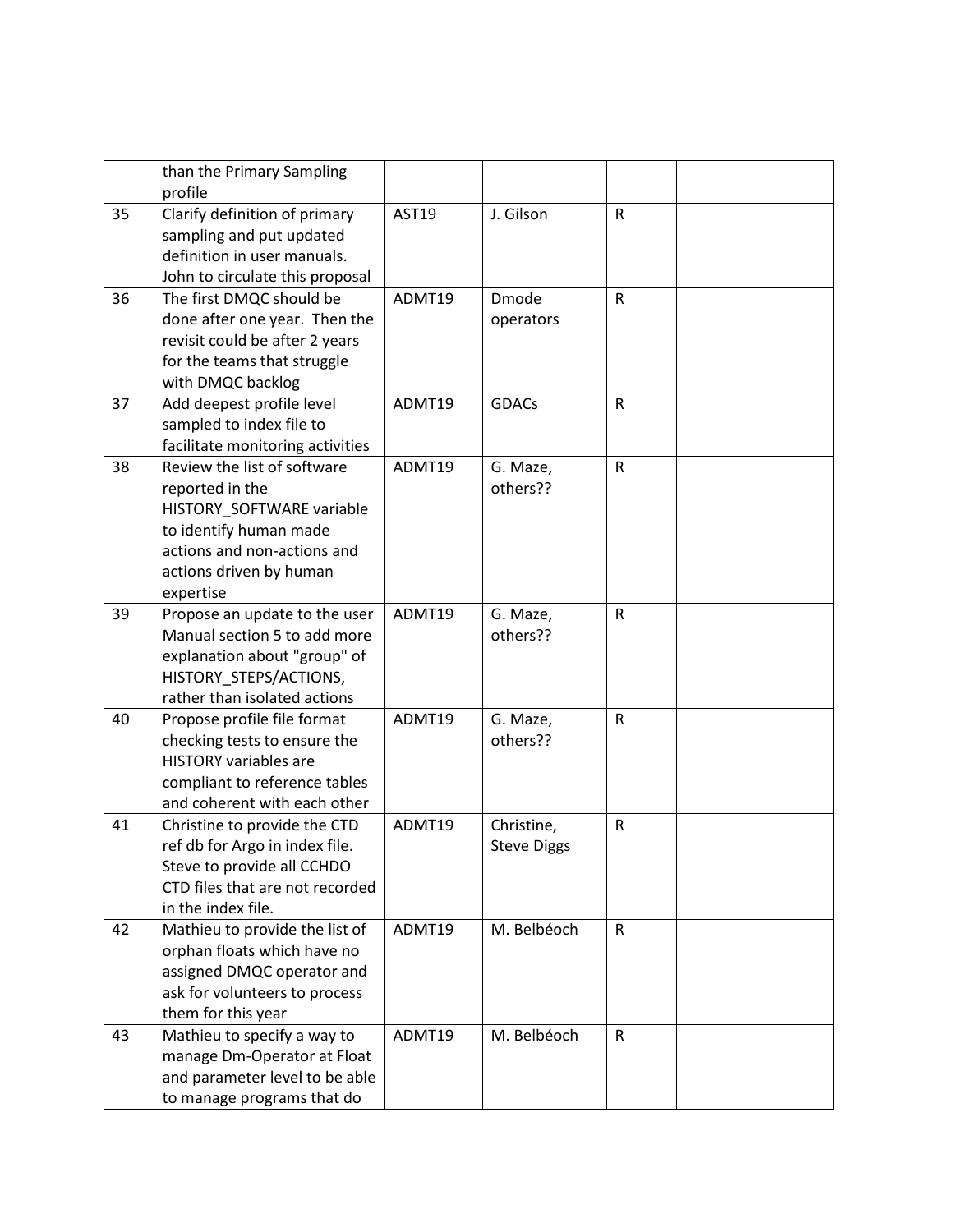|  | than the Primary Sampling profile |  |  |  |  |
|---|---|---|---|---|---|
| 35 | Clarify definition of primary sampling and put updated definition in user manuals. John to circulate this proposal | AST19 | J. Gilson | R |  |
| 36 | The first DMQC should be done after one year. Then the revisit could be after 2 years for the teams that struggle with DMQC backlog | ADMT19 | Dmode operators | R |  |
| 37 | Add deepest profile level sampled to index file to facilitate monitoring activities | ADMT19 | GDACs | R |  |
| 38 | Review the list of software reported in the HISTORY_SOFTWARE variable to identify human made actions and non-actions and actions driven by human expertise | ADMT19 | G. Maze, others?? | R |  |
| 39 | Propose an update to the user Manual section 5 to add more explanation about "group" of HISTORY_STEPS/ACTIONS, rather than isolated actions | ADMT19 | G. Maze, others?? | R |  |
| 40 | Propose profile file format checking tests to ensure the HISTORY variables are compliant to reference tables and coherent with each other | ADMT19 | G. Maze, others?? | R |  |
| 41 | Christine to provide the CTD ref db for Argo in index file. Steve to provide all CCHDO CTD files that are not recorded in the index file. | ADMT19 | Christine, Steve Diggs | R |  |
| 42 | Mathieu to provide the list of orphan floats which have no assigned DMQC operator and ask for volunteers to process them for this year | ADMT19 | M. Belbéoch | R |  |
| 43 | Mathieu to specify a way to manage Dm-Operator at Float and parameter level to be able to manage programs that do | ADMT19 | M. Belbéoch | R |  |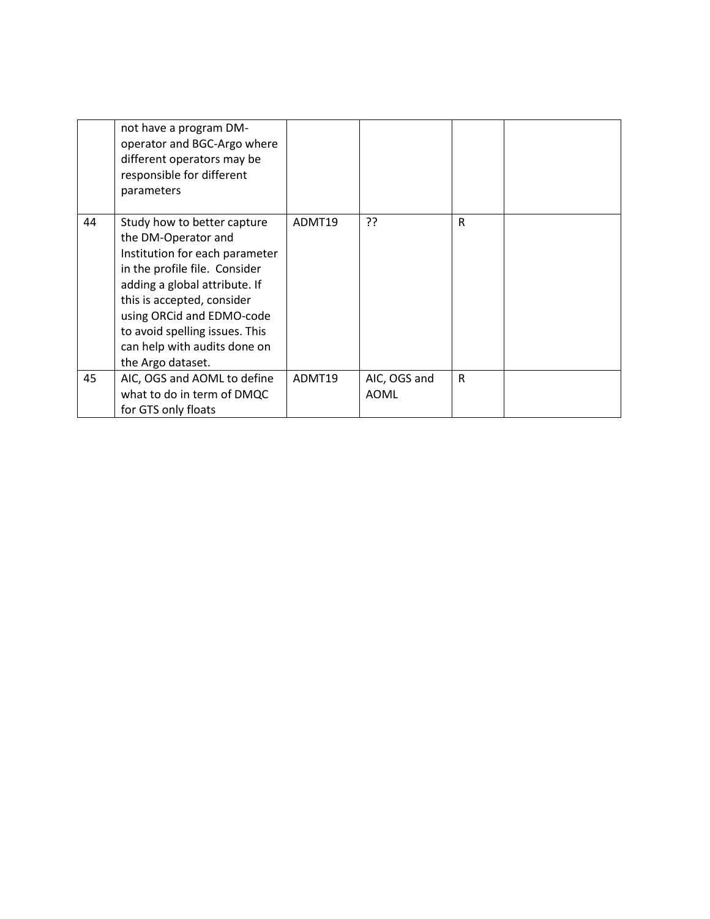| | | | | | |
|---|---|---|---|---|---|
| | not have a program DM-operator and BGC-Argo where different operators may be responsible for different parameters | | | | |
| 44 | Study how to better capture the DM-Operator and Institution for each parameter in the profile file. Consider adding a global attribute. If this is accepted, consider using ORCid and EDMO-code to avoid spelling issues. This can help with audits done on the Argo dataset. | ADMT19 | ?? | R | |
| 45 | AIC, OGS and AOML to define what to do in term of DMQC for GTS only floats | ADMT19 | AIC, OGS and AOML | R | |